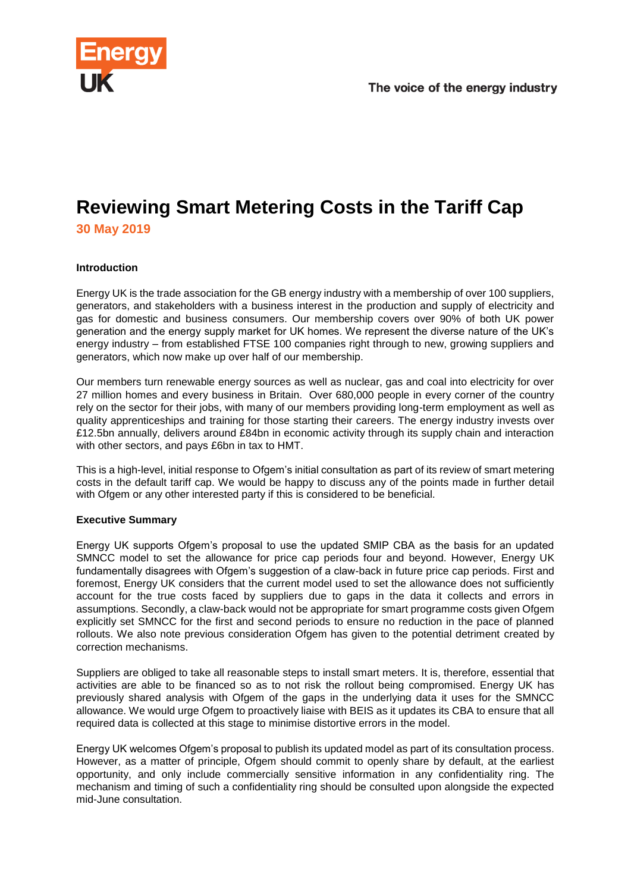Energy UK

The voice of the energy industry

# Reviewing Smart Metering Costs in the Tariff Cap

**30 May 2019**

**Introduction**

Energy UK is the trade association for the GB energy industry with a membership of over 100 suppliers, generators, and stakeholders with a business interest in the production and supply of electricity and gas for domestic and business consumers. Our membership covers over 90% of both UK power generation and the energy supply market for UK homes. We represent the diverse nature of the UK's energy industry – from established FTSE 100 companies right through to new, growing suppliers and generators, which now make up over half of our membership.

Our members turn renewable energy sources as well as nuclear, gas and coal into electricity for over 27 million homes and every business in Britain. Over 680,000 people in every corner of the country rely on the sector for their jobs, with many of our members providing long-term employment as well as quality apprenticeships and training for those starting their careers. The energy industry invests over £12.5bn annually, delivers around £84bn in economic activity through its supply chain and interaction with other sectors, and pays £6bn in tax to HMT.

This is a high-level, initial response to Ofgem's initial consultation as part of its review of smart metering costs in the default tariff cap. We would be happy to discuss any of the points made in further detail with Ofgem or any other interested party if this is considered to be beneficial.

**Executive Summary**

Energy UK supports Ofgem's proposal to use the updated SMIP CBA as the basis for an updated SMNCC model to set the allowance for price cap periods four and beyond. However, Energy UK fundamentally disagrees with Ofgem's suggestion of a claw-back in future price cap periods. First and foremost, Energy UK considers that the current model used to set the allowance does not sufficiently account for the true costs faced by suppliers due to gaps in the data it collects and errors in assumptions. Secondly, a claw-back would not be appropriate for smart programme costs given Ofgem explicitly set SMNCC for the first and second periods to ensure no reduction in the pace of planned rollouts. We also note previous consideration Ofgem has given to the potential detriment created by correction mechanisms.

Suppliers are obliged to take all reasonable steps to install smart meters. It is, therefore, essential that activities are able to be financed so as to not risk the rollout being compromised. Energy UK has previously shared analysis with Ofgem of the gaps in the underlying data it uses for the SMNCC allowance. We would urge Ofgem to proactively liaise with BEIS as it updates its CBA to ensure that all required data is collected at this stage to minimise distortive errors in the model.

Energy UK welcomes Ofgem's proposal to publish its updated model as part of its consultation process. However, as a matter of principle, Ofgem should commit to openly share by default, at the earliest opportunity, and only include commercially sensitive information in any confidentiality ring. The mechanism and timing of such a confidentiality ring should be consulted upon alongside the expected mid-June consultation.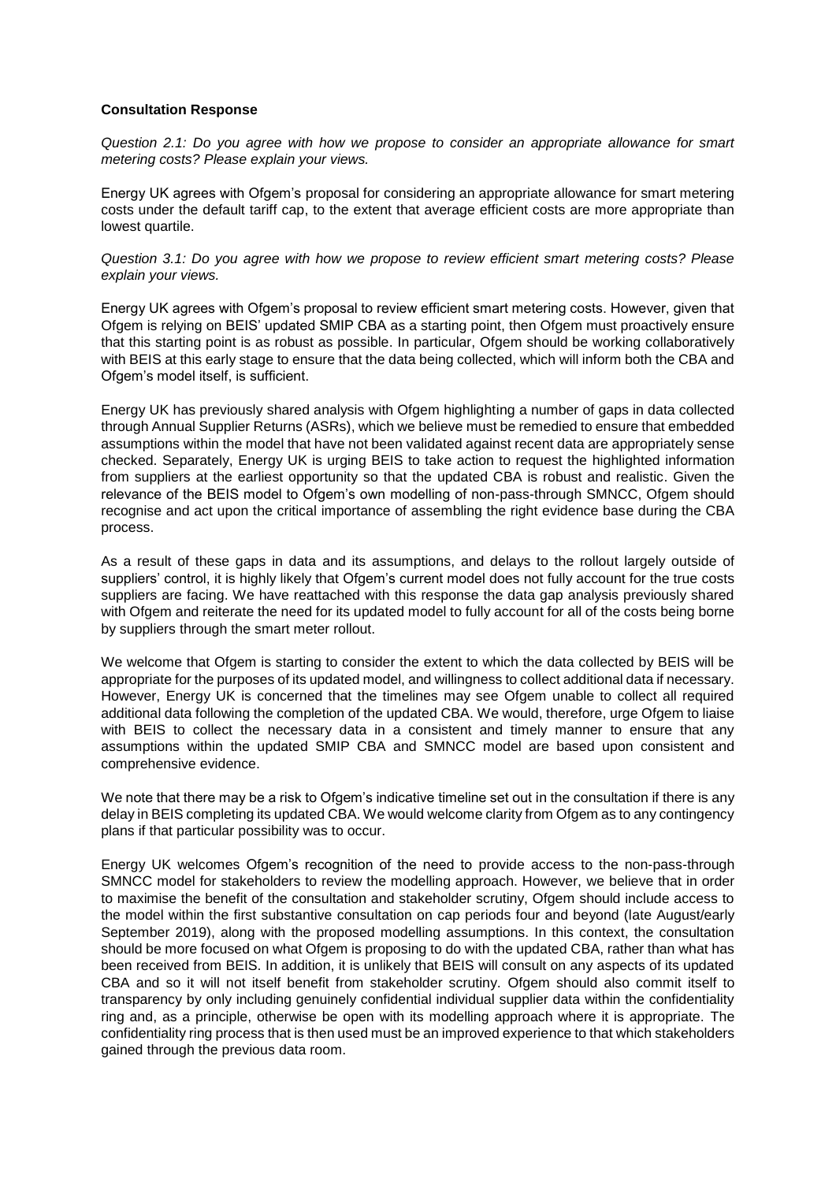**Consultation Response**

*Question 2.1: Do you agree with how we propose to consider an appropriate allowance for smart metering costs? Please explain your views.*

Energy UK agrees with Ofgem's proposal for considering an appropriate allowance for smart metering costs under the default tariff cap, to the extent that average efficient costs are more appropriate than lowest quartile.

*Question 3.1: Do you agree with how we propose to review efficient smart metering costs? Please explain your views.*

Energy UK agrees with Ofgem's proposal to review efficient smart metering costs. However, given that Ofgem is relying on BEIS' updated SMIP CBA as a starting point, then Ofgem must proactively ensure that this starting point is as robust as possible. In particular, Ofgem should be working collaboratively with BEIS at this early stage to ensure that the data being collected, which will inform both the CBA and Ofgem's model itself, is sufficient.

Energy UK has previously shared analysis with Ofgem highlighting a number of gaps in data collected through Annual Supplier Returns (ASRs), which we believe must be remedied to ensure that embedded assumptions within the model that have not been validated against recent data are appropriately sense checked. Separately, Energy UK is urging BEIS to take action to request the highlighted information from suppliers at the earliest opportunity so that the updated CBA is robust and realistic. Given the relevance of the BEIS model to Ofgem's own modelling of non-pass-through SMNCC, Ofgem should recognise and act upon the critical importance of assembling the right evidence base during the CBA process.

As a result of these gaps in data and its assumptions, and delays to the rollout largely outside of suppliers' control, it is highly likely that Ofgem's current model does not fully account for the true costs suppliers are facing. We have reattached with this response the data gap analysis previously shared with Ofgem and reiterate the need for its updated model to fully account for all of the costs being borne by suppliers through the smart meter rollout.

We welcome that Ofgem is starting to consider the extent to which the data collected by BEIS will be appropriate for the purposes of its updated model, and willingness to collect additional data if necessary. However, Energy UK is concerned that the timelines may see Ofgem unable to collect all required additional data following the completion of the updated CBA. We would, therefore, urge Ofgem to liaise with BEIS to collect the necessary data in a consistent and timely manner to ensure that any assumptions within the updated SMIP CBA and SMNCC model are based upon consistent and comprehensive evidence.

We note that there may be a risk to Ofgem's indicative timeline set out in the consultation if there is any delay in BEIS completing its updated CBA. We would welcome clarity from Ofgem as to any contingency plans if that particular possibility was to occur.

Energy UK welcomes Ofgem's recognition of the need to provide access to the non-pass-through SMNCC model for stakeholders to review the modelling approach. However, we believe that in order to maximise the benefit of the consultation and stakeholder scrutiny, Ofgem should include access to the model within the first substantive consultation on cap periods four and beyond (late August/early September 2019), along with the proposed modelling assumptions. In this context, the consultation should be more focused on what Ofgem is proposing to do with the updated CBA, rather than what has been received from BEIS. In addition, it is unlikely that BEIS will consult on any aspects of its updated CBA and so it will not itself benefit from stakeholder scrutiny. Ofgem should also commit itself to transparency by only including genuinely confidential individual supplier data within the confidentiality ring and, as a principle, otherwise be open with its modelling approach where it is appropriate. The confidentiality ring process that is then used must be an improved experience to that which stakeholders gained through the previous data room.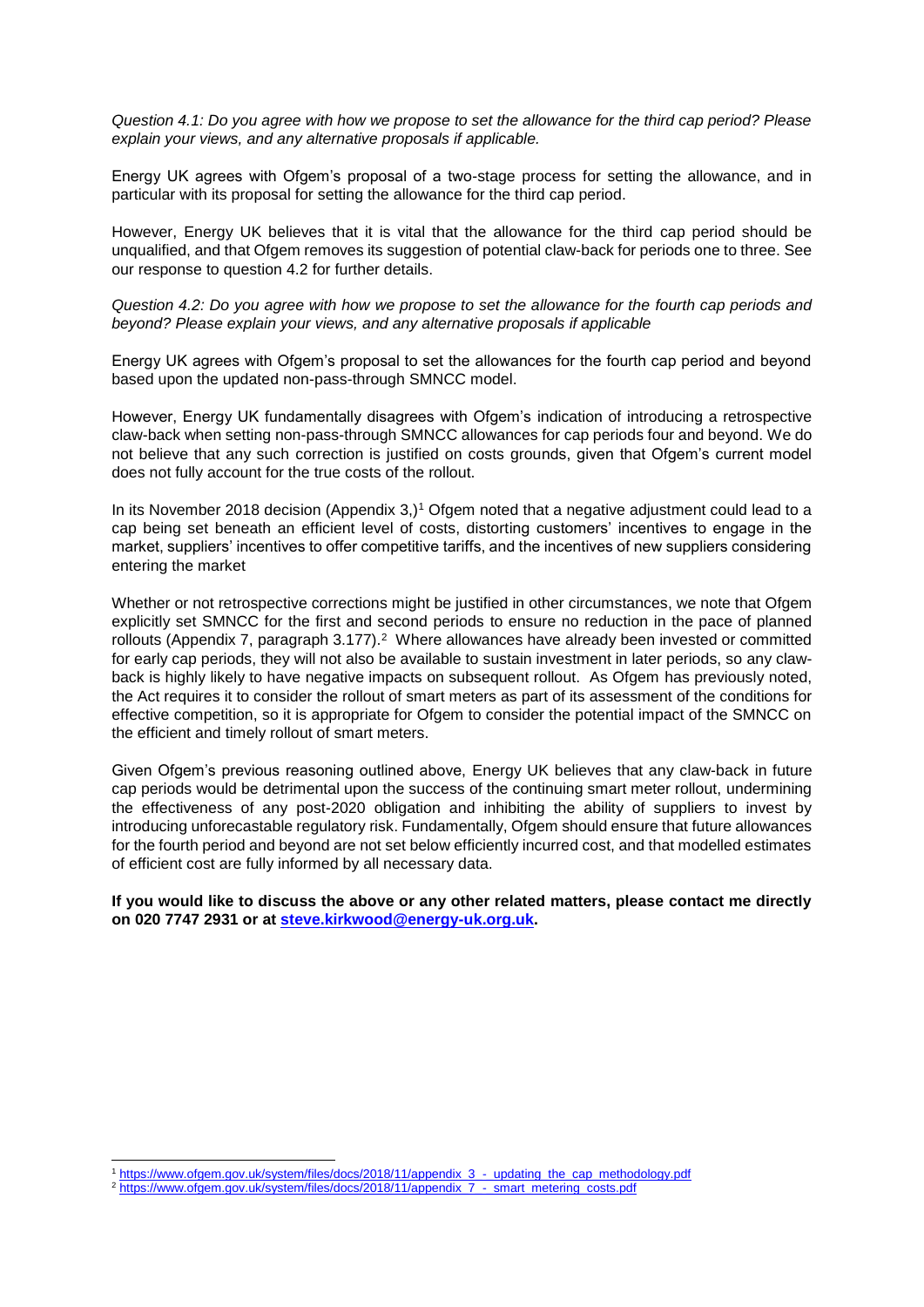*Question 4.1: Do you agree with how we propose to set the allowance for the third cap period? Please explain your views, and any alternative proposals if applicable.*

Energy UK agrees with Ofgem's proposal of a two-stage process for setting the allowance, and in particular with its proposal for setting the allowance for the third cap period.

However, Energy UK believes that it is vital that the allowance for the third cap period should be unqualified, and that Ofgem removes its suggestion of potential claw-back for periods one to three. See our response to question 4.2 for further details.

*Question 4.2: Do you agree with how we propose to set the allowance for the fourth cap periods and beyond? Please explain your views, and any alternative proposals if applicable*

Energy UK agrees with Ofgem's proposal to set the allowances for the fourth cap period and beyond based upon the updated non-pass-through SMNCC model.

However, Energy UK fundamentally disagrees with Ofgem's indication of introducing a retrospective claw-back when setting non-pass-through SMNCC allowances for cap periods four and beyond. We do not believe that any such correction is justified on costs grounds, given that Ofgem's current model does not fully account for the true costs of the rollout.

In its November 2018 decision (Appendix 3,)[1] Ofgem noted that a negative adjustment could lead to a cap being set beneath an efficient level of costs, distorting customers' incentives to engage in the market, suppliers' incentives to offer competitive tariffs, and the incentives of new suppliers considering entering the market

Whether or not retrospective corrections might be justified in other circumstances, we note that Ofgem explicitly set SMNCC for the first and second periods to ensure no reduction in the pace of planned rollouts (Appendix 7, paragraph 3.177).[2] Where allowances have already been invested or committed for early cap periods, they will not also be available to sustain investment in later periods, so any claw-back is highly likely to have negative impacts on subsequent rollout. As Ofgem has previously noted, the Act requires it to consider the rollout of smart meters as part of its assessment of the conditions for effective competition, so it is appropriate for Ofgem to consider the potential impact of the SMNCC on the efficient and timely rollout of smart meters.

Given Ofgem's previous reasoning outlined above, Energy UK believes that any claw-back in future cap periods would be detrimental upon the success of the continuing smart meter rollout, undermining the effectiveness of any post-2020 obligation and inhibiting the ability of suppliers to invest by introducing unforecastable regulatory risk. Fundamentally, Ofgem should ensure that future allowances for the fourth period and beyond are not set below efficiently incurred cost, and that modelled estimates of efficient cost are fully informed by all necessary data.

**If you would like to discuss the above or any other related matters, please contact me directly on 020 7747 2931 or at [steve.kirkwood@energy-uk.org.uk](mailto:steve.kirkwood@energy-uk.org.uk).**

---

[1] https://www.ofgem.gov.uk/system/files/docs/2018/11/appendix_3_-_updating_the_cap_methodology.pdf

[2] https://www.ofgem.gov.uk/system/files/docs/2018/11/appendix_7_-_smart_metering_costs.pdf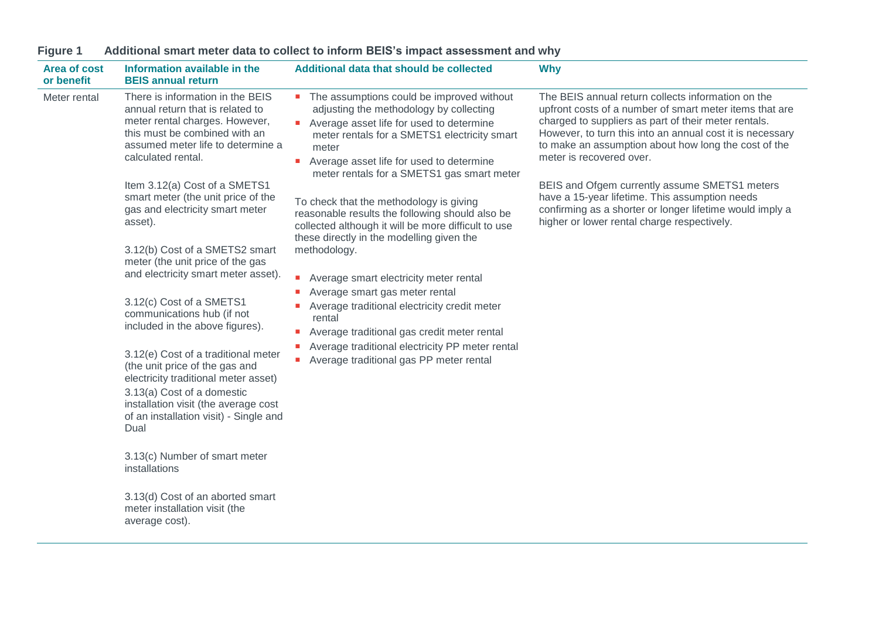**Figure 1 Additional smart meter data to collect to inform BEIS's impact assessment and why**

| Area of cost or benefit | Information available in the BEIS annual return | Additional data that should be collected | Why |
|---|---|---|---|
| Meter rental | There is information in the BEIS annual return that is related to meter rental charges. However, this must be combined with an assumed meter life to determine a calculated rental.<br><br>Item 3.12(a) Cost of a SMETS1 smart meter (the unit price of the gas and electricity smart meter asset).<br><br>3.12(b) Cost of a SMETS2 smart meter (the unit price of the gas and electricity smart meter asset).<br><br>3.12(c) Cost of a SMETS1 communications hub (if not included in the above figures).<br><br>3.12(e) Cost of a traditional meter (the unit price of the gas and electricity traditional meter asset)<br>3.13(a) Cost of a domestic installation visit (the average cost of an installation visit) - Single and Dual<br><br>3.13(c) Number of smart meter installations<br><br>3.13(d) Cost of an aborted smart meter installation visit (the average cost). | ▪ The assumptions could be improved without adjusting the methodology by collecting<br>▪ Average asset life for used to determine meter rentals for a SMETS1 electricity smart meter<br>▪ Average asset life for used to determine meter rentals for a SMETS1 gas smart meter<br><br>To check that the methodology is giving reasonable results the following should also be collected although it will be more difficult to use these directly in the modelling given the methodology.<br><br>▪ Average smart electricity meter rental<br>▪ Average smart gas meter rental<br>▪ Average traditional electricity credit meter rental<br>▪ Average traditional gas credit meter rental<br>▪ Average traditional electricity PP meter rental<br>▪ Average traditional gas PP meter rental | The BEIS annual return collects information on the upfront costs of a number of smart meter items that are charged to suppliers as part of their meter rentals. However, to turn this into an annual cost it is necessary to make an assumption about how long the cost of the meter is recovered over.<br><br>BEIS and Ofgem currently assume SMETS1 meters have a 15-year lifetime. This assumption needs confirming as a shorter or longer lifetime would imply a higher or lower rental charge respectively. |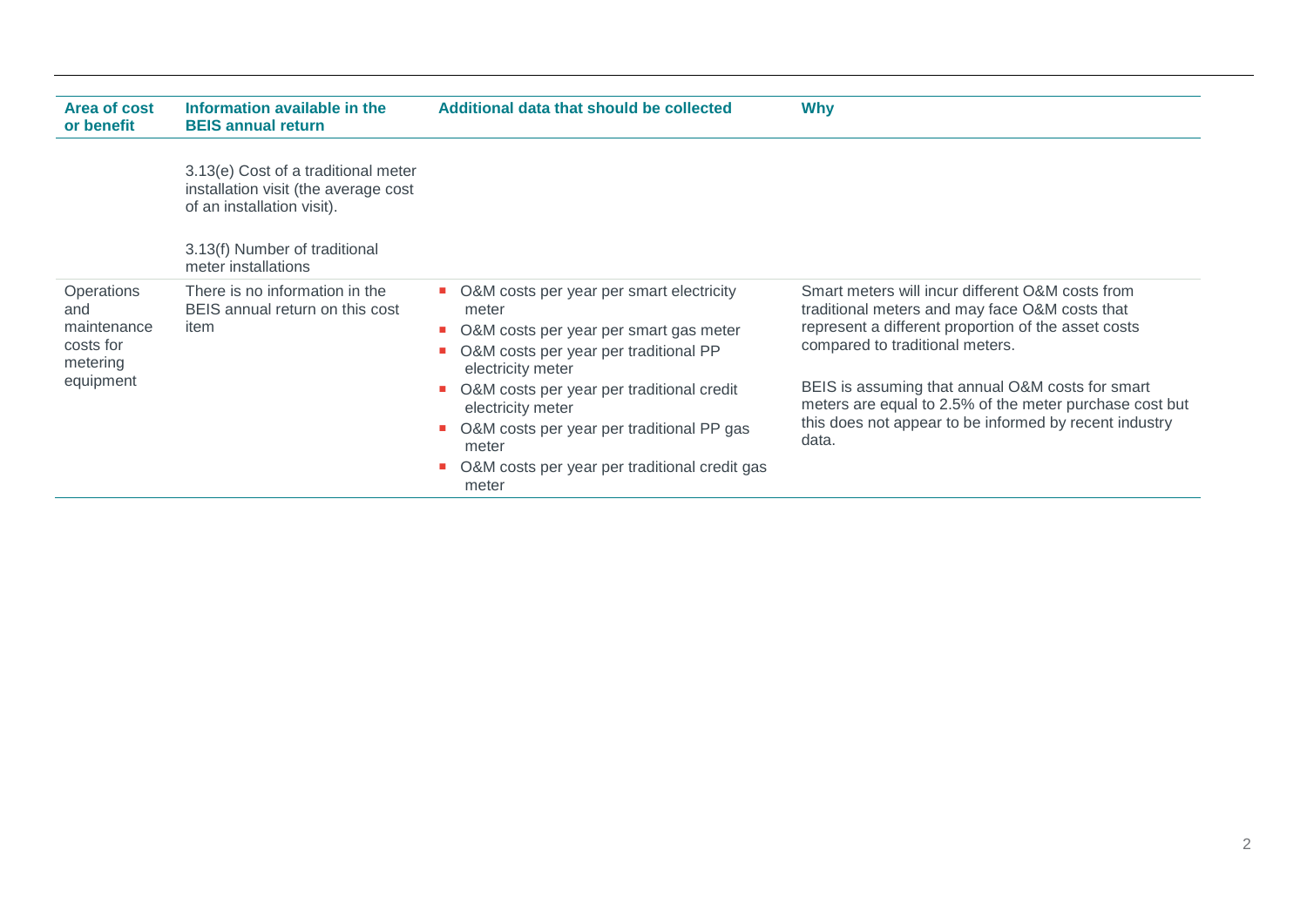| Area of cost or benefit | Information available in the BEIS annual return | Additional data that should be collected | Why |
|---|---|---|---|
| | 3.13(e) Cost of a traditional meter installation visit (the average cost of an installation visit).<br><br>3.13(f) Number of traditional meter installations | | |
| Operations and maintenance costs for metering equipment | There is no information in the BEIS annual return on this cost item | ■ O&M costs per year per smart electricity meter<br>■ O&M costs per year per smart gas meter<br>■ O&M costs per year per traditional PP electricity meter<br>■ O&M costs per year per traditional credit electricity meter<br>■ O&M costs per year per traditional PP gas meter<br>■ O&M costs per year per traditional credit gas meter | Smart meters will incur different O&M costs from traditional meters and may face O&M costs that represent a different proportion of the asset costs compared to traditional meters.<br><br>BEIS is assuming that annual O&M costs for smart meters are equal to 2.5% of the meter purchase cost but this does not appear to be informed by recent industry data. |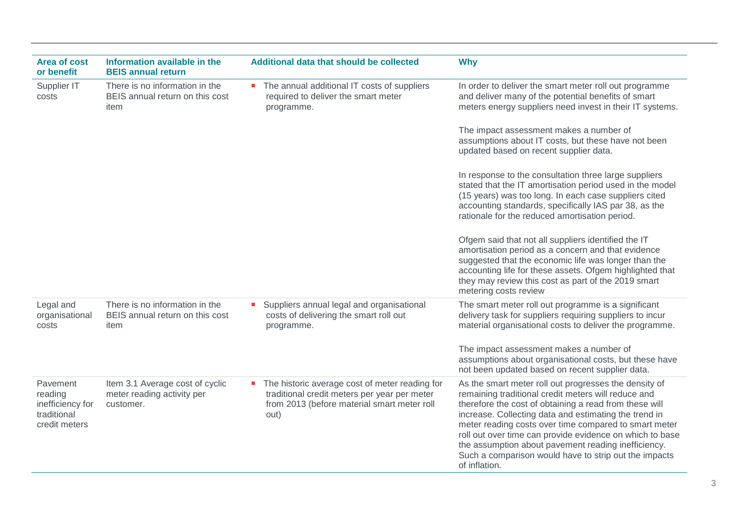| Area of cost or benefit | Information available in the BEIS annual return | Additional data that should be collected | Why |
|---|---|---|---|
| Supplier IT costs | There is no information in the BEIS annual return on this cost item | ▪ The annual additional IT costs of suppliers required to deliver the smart meter programme. | In order to deliver the smart meter roll out programme and deliver many of the potential benefits of smart meters energy suppliers need invest in their IT systems.<br><br>The impact assessment makes a number of assumptions about IT costs, but these have not been updated based on recent supplier data.<br><br>In response to the consultation three large suppliers stated that the IT amortisation period used in the model (15 years) was too long. In each case suppliers cited accounting standards, specifically IAS par 38, as the rationale for the reduced amortisation period.<br><br>Ofgem said that not all suppliers identified the IT amortisation period as a concern and that evidence suggested that the economic life was longer than the accounting life for these assets. Ofgem highlighted that they may review this cost as part of the 2019 smart metering costs review |
| Legal and organisational costs | There is no information in the BEIS annual return on this cost item | ▪ Suppliers annual legal and organisational costs of delivering the smart roll out programme. | The smart meter roll out programme is a significant delivery task for suppliers requiring suppliers to incur material organisational costs to deliver the programme.<br><br>The impact assessment makes a number of assumptions about organisational costs, but these have not been updated based on recent supplier data. |
| Pavement reading inefficiency for traditional credit meters | Item 3.1 Average cost of cyclic meter reading activity per customer. | ▪ The historic average cost of meter reading for traditional credit meters per year per meter from 2013 (before material smart meter roll out) | As the smart meter roll out progresses the density of remaining traditional credit meters will reduce and therefore the cost of obtaining a read from these will increase. Collecting data and estimating the trend in meter reading costs over time compared to smart meter roll out over time can provide evidence on which to base the assumption about pavement reading inefficiency. Such a comparison would have to strip out the impacts of inflation. |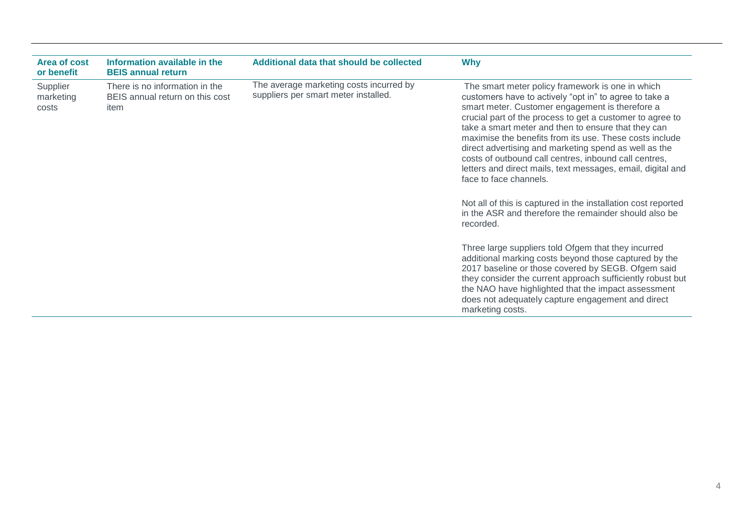| Area of cost or benefit | Information available in the BEIS annual return | Additional data that should be collected | Why |
|---|---|---|---|
| Supplier marketing costs | There is no information in the BEIS annual return on this cost item | The average marketing costs incurred by suppliers per smart meter installed. | The smart meter policy framework is one in which customers have to actively "opt in" to agree to take a smart meter. Customer engagement is therefore a crucial part of the process to get a customer to agree to take a smart meter and then to ensure that they can maximise the benefits from its use. These costs include direct advertising and marketing spend as well as the costs of outbound call centres, inbound call centres, letters and direct mails, text messages, email, digital and face to face channels.<br><br>Not all of this is captured in the installation cost reported in the ASR and therefore the remainder should also be recorded.<br><br>Three large suppliers told Ofgem that they incurred additional marking costs beyond those captured by the 2017 baseline or those covered by SEGB. Ofgem said they consider the current approach sufficiently robust but the NAO have highlighted that the impact assessment does not adequately capture engagement and direct marketing costs. |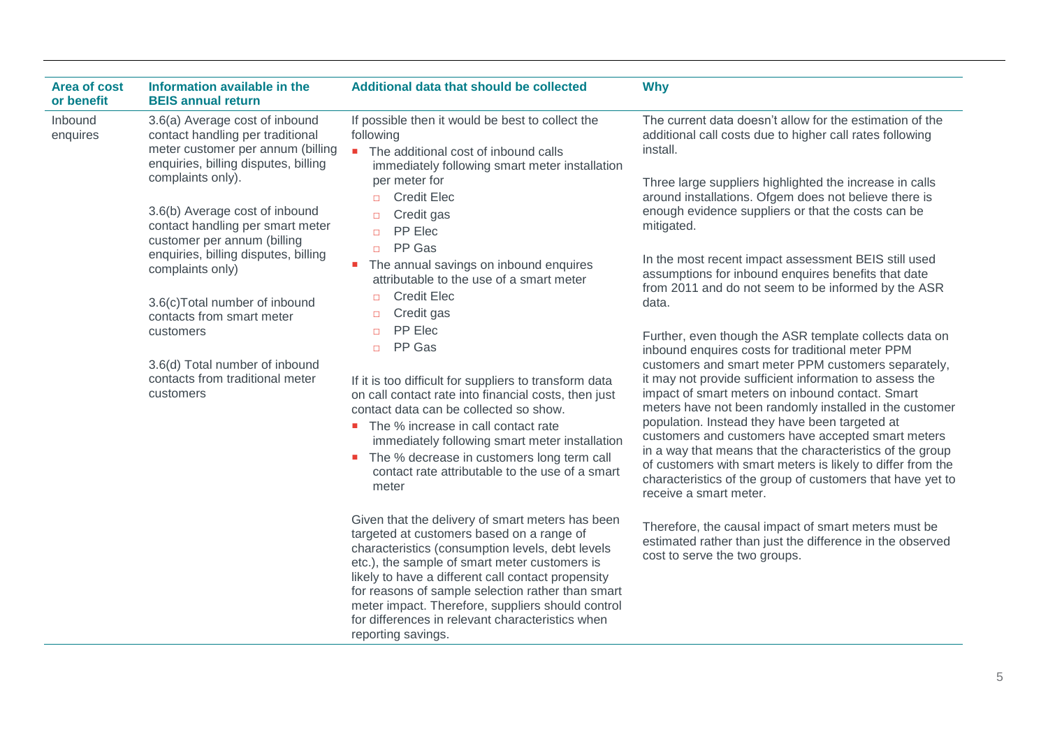| Area of cost or benefit | Information available in the BEIS annual return | Additional data that should be collected | Why |
|---|---|---|---|
| Inbound enquires | 3.6(a) Average cost of inbound contact handling per traditional meter customer per annum (billing enquiries, billing disputes, billing complaints only).<br><br>3.6(b) Average cost of inbound contact handling per smart meter customer per annum (billing enquiries, billing disputes, billing complaints only)<br><br>3.6(c)Total number of inbound contacts from smart meter customers<br><br>3.6(d) Total number of inbound contacts from traditional meter customers | If possible then it would be best to collect the following<br>▪ The additional cost of inbound calls immediately following smart meter installation per meter for<br>▫ Credit Elec<br>▫ Credit gas<br>▫ PP Elec<br>▫ PP Gas<br>▪ The annual savings on inbound enquires attributable to the use of a smart meter<br>▫ Credit Elec<br>▫ Credit gas<br>▫ PP Elec<br>▫ PP Gas<br><br>If it is too difficult for suppliers to transform data on call contact rate into financial costs, then just contact data can be collected so show.<br>▪ The % increase in call contact rate immediately following smart meter installation<br>▪ The % decrease in customers long term call contact rate attributable to the use of a smart meter<br><br>Given that the delivery of smart meters has been targeted at customers based on a range of characteristics (consumption levels, debt levels etc.), the sample of smart meter customers is likely to have a different call contact propensity for reasons of sample selection rather than smart meter impact. Therefore, suppliers should control for differences in relevant characteristics when reporting savings. | The current data doesn't allow for the estimation of the additional call costs due to higher call rates following install.<br><br>Three large suppliers highlighted the increase in calls around installations. Ofgem does not believe there is enough evidence suppliers or that the costs can be mitigated.<br><br>In the most recent impact assessment BEIS still used assumptions for inbound enquires benefits that date from 2011 and do not seem to be informed by the ASR data.<br><br>Further, even though the ASR template collects data on inbound enquires costs for traditional meter PPM customers and smart meter PPM customers separately, it may not provide sufficient information to assess the impact of smart meters on inbound contact. Smart meters have not been randomly installed in the customer population. Instead they have been targeted at customers and customers have accepted smart meters in a way that means that the characteristics of the group of customers with smart meters is likely to differ from the characteristics of the group of customers that have yet to receive a smart meter.<br><br>Therefore, the causal impact of smart meters must be estimated rather than just the difference in the observed cost to serve the two groups. |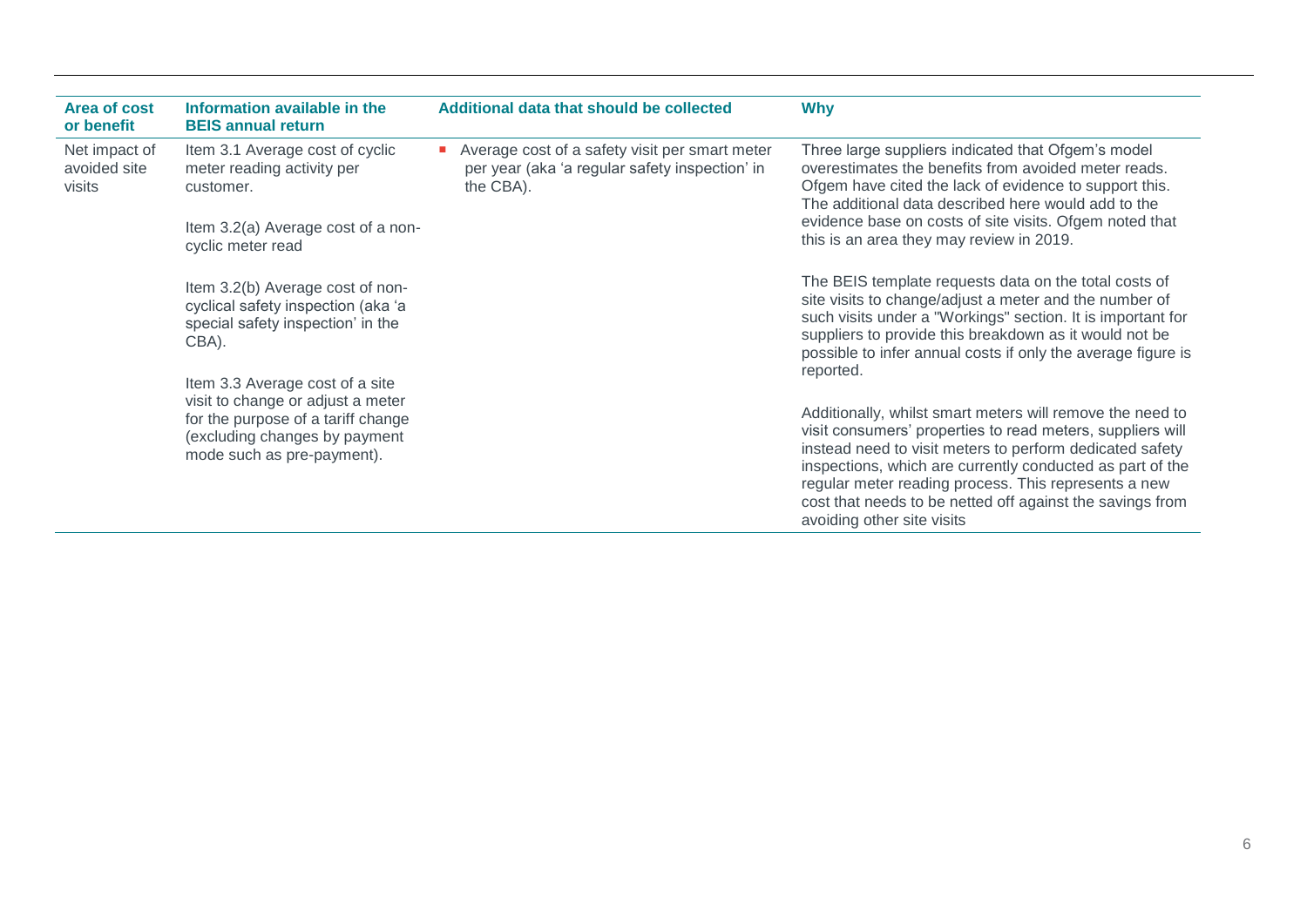| Area of cost or benefit | Information available in the BEIS annual return | Additional data that should be collected | Why |
| --- | --- | --- | --- |
| Net impact of avoided site visits | Item 3.1 Average cost of cyclic meter reading activity per customer.<br><br>Item 3.2(a) Average cost of a non-cyclic meter read<br><br>Item 3.2(b) Average cost of non-cyclical safety inspection (aka 'a special safety inspection' in the CBA).<br><br>Item 3.3 Average cost of a site visit to change or adjust a meter for the purpose of a tariff change (excluding changes by payment mode such as pre-payment). | - Average cost of a safety visit per smart meter per year (aka 'a regular safety inspection' in the CBA). | Three large suppliers indicated that Ofgem's model overestimates the benefits from avoided meter reads. Ofgem have cited the lack of evidence to support this. The additional data described here would add to the evidence base on costs of site visits. Ofgem noted that this is an area they may review in 2019.<br><br>The BEIS template requests data on the total costs of site visits to change/adjust a meter and the number of such visits under a "Workings" section. It is important for suppliers to provide this breakdown as it would not be possible to infer annual costs if only the average figure is reported.<br><br>Additionally, whilst smart meters will remove the need to visit consumers' properties to read meters, suppliers will instead need to visit meters to perform dedicated safety inspections, which are currently conducted as part of the regular meter reading process. This represents a new cost that needs to be netted off against the savings from avoiding other site visits |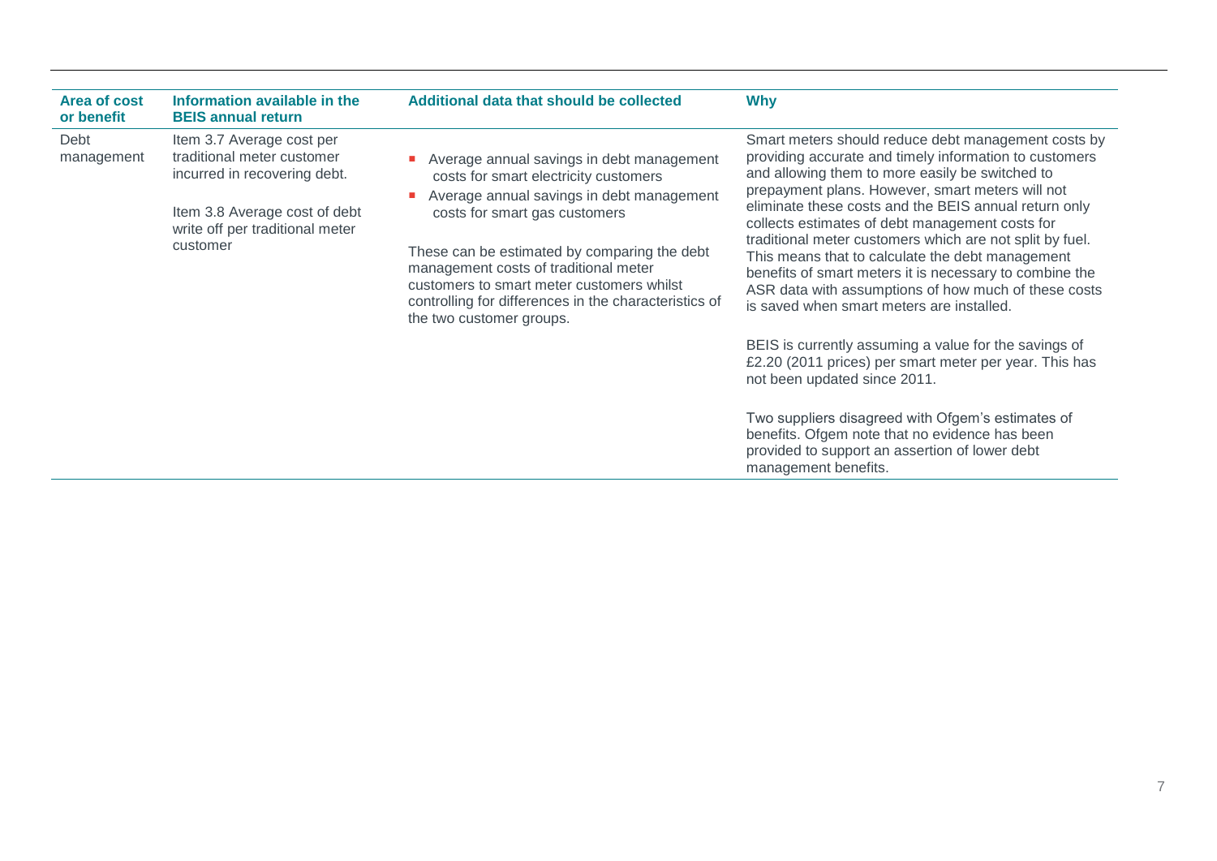| Area of cost or benefit | Information available in the BEIS annual return | Additional data that should be collected | Why |
| --- | --- | --- | --- |
| Debt management | Item 3.7 Average cost per traditional meter customer incurred in recovering debt.<br><br>Item 3.8 Average cost of debt write off per traditional meter customer | - Average annual savings in debt management costs for smart electricity customers<br>- Average annual savings in debt management costs for smart gas customers<br><br>These can be estimated by comparing the debt management costs of traditional meter customers to smart meter customers whilst controlling for differences in the characteristics of the two customer groups. | Smart meters should reduce debt management costs by providing accurate and timely information to customers and allowing them to more easily be switched to prepayment plans. However, smart meters will not eliminate these costs and the BEIS annual return only collects estimates of debt management costs for traditional meter customers which are not split by fuel. This means that to calculate the debt management benefits of smart meters it is necessary to combine the ASR data with assumptions of how much of these costs is saved when smart meters are installed.<br><br>BEIS is currently assuming a value for the savings of £2.20 (2011 prices) per smart meter per year. This has not been updated since 2011.<br><br>Two suppliers disagreed with Ofgem's estimates of benefits. Ofgem note that no evidence has been provided to support an assertion of lower debt management benefits. |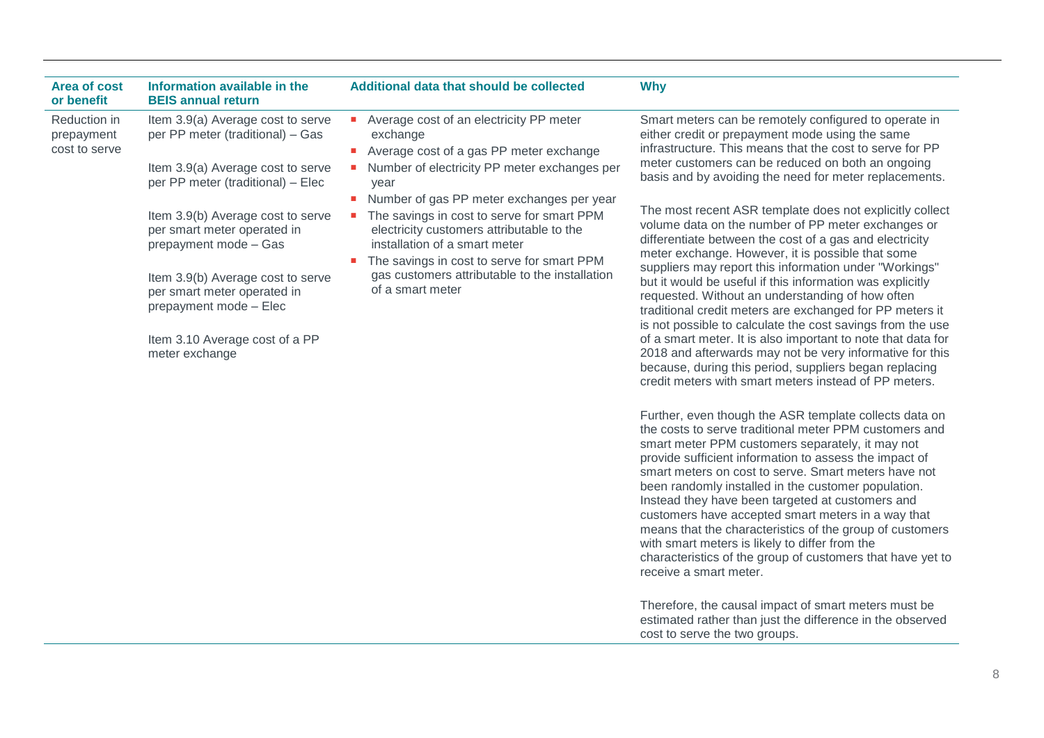| Area of cost or benefit | Information available in the BEIS annual return | Additional data that should be collected | Why |
|---|---|---|---|
| Reduction in prepayment cost to serve | Item 3.9(a) Average cost to serve per PP meter (traditional) – Gas<br><br>Item 3.9(a) Average cost to serve per PP meter (traditional) – Elec<br><br>Item 3.9(b) Average cost to serve per smart meter operated in prepayment mode – Gas<br><br>Item 3.9(b) Average cost to serve per smart meter operated in prepayment mode – Elec<br><br>Item 3.10 Average cost of a PP meter exchange | ▪ Average cost of an electricity PP meter exchange<br>▪ Average cost of a gas PP meter exchange<br>▪ Number of electricity PP meter exchanges per year<br>▪ Number of gas PP meter exchanges per year<br>▪ The savings in cost to serve for smart PPM electricity customers attributable to the installation of a smart meter<br>▪ The savings in cost to serve for smart PPM gas customers attributable to the installation of a smart meter | Smart meters can be remotely configured to operate in either credit or prepayment mode using the same infrastructure. This means that the cost to serve for PP meter customers can be reduced on both an ongoing basis and by avoiding the need for meter replacements.<br><br>The most recent ASR template does not explicitly collect volume data on the number of PP meter exchanges or differentiate between the cost of a gas and electricity meter exchange. However, it is possible that some suppliers may report this information under "Workings" but it would be useful if this information was explicitly requested. Without an understanding of how often traditional credit meters are exchanged for PP meters it is not possible to calculate the cost savings from the use of a smart meter. It is also important to note that data for 2018 and afterwards may not be very informative for this because, during this period, suppliers began replacing credit meters with smart meters instead of PP meters.<br><br>Further, even though the ASR template collects data on the costs to serve traditional meter PPM customers and smart meter PPM customers separately, it may not provide sufficient information to assess the impact of smart meters on cost to serve. Smart meters have not been randomly installed in the customer population. Instead they have been targeted at customers and customers have accepted smart meters in a way that means that the characteristics of the group of customers with smart meters is likely to differ from the characteristics of the group of customers that have yet to receive a smart meter.<br><br>Therefore, the causal impact of smart meters must be estimated rather than just the difference in the observed cost to serve the two groups. |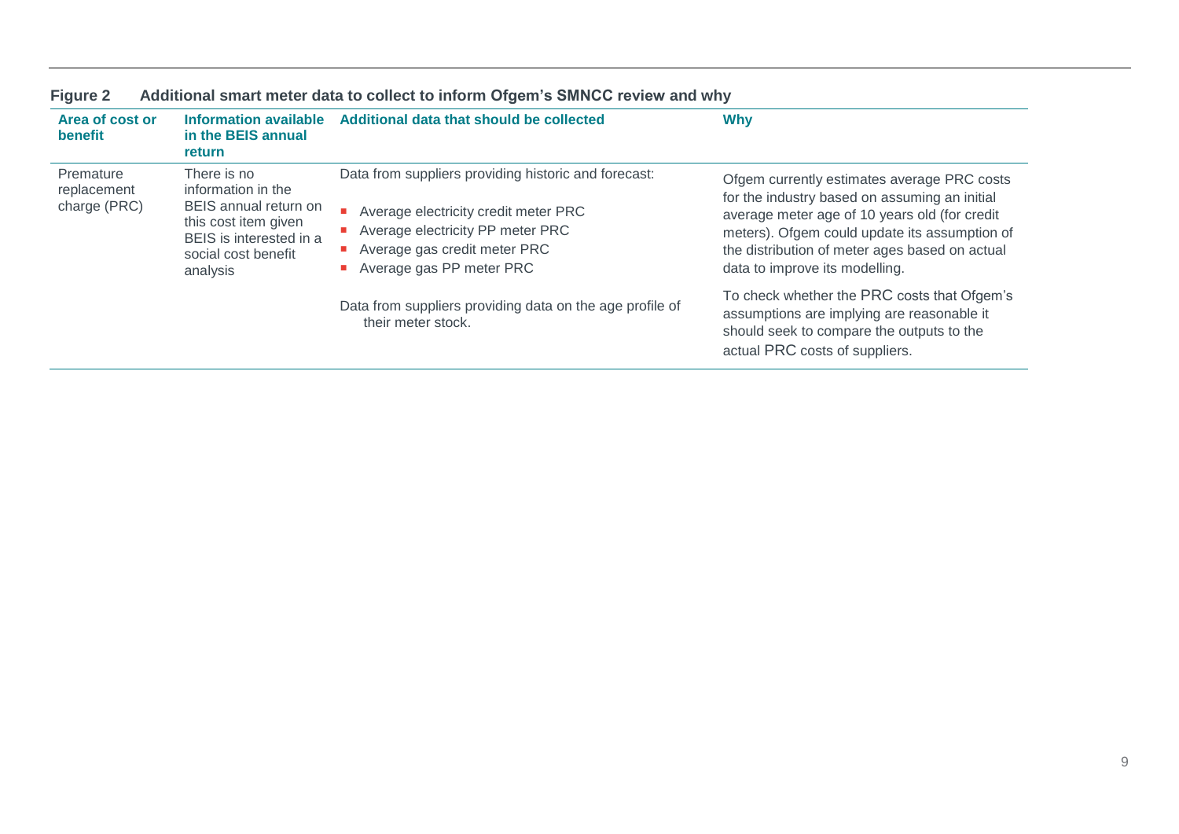**Figure 2 Additional smart meter data to collect to inform Ofgem's SMNCC review and why**

| Area of cost or benefit | Information available in the BEIS annual return | Additional data that should be collected | Why |
|---|---|---|---|
| Premature replacement charge (PRC) | There is no information in the BEIS annual return on this cost item given BEIS is interested in a social cost benefit analysis | Data from suppliers providing historic and forecast:<br>- Average electricity credit meter PRC<br>- Average electricity PP meter PRC<br>- Average gas credit meter PRC<br>- Average gas PP meter PRC | Ofgem currently estimates average PRC costs for the industry based on assuming an initial average meter age of 10 years old (for credit meters). Ofgem could update its assumption of the distribution of meter ages based on actual data to improve its modelling. |
| | | Data from suppliers providing data on the age profile of their meter stock. | To check whether the PRC costs that Ofgem's assumptions are implying are reasonable it should seek to compare the outputs to the actual PRC costs of suppliers. |